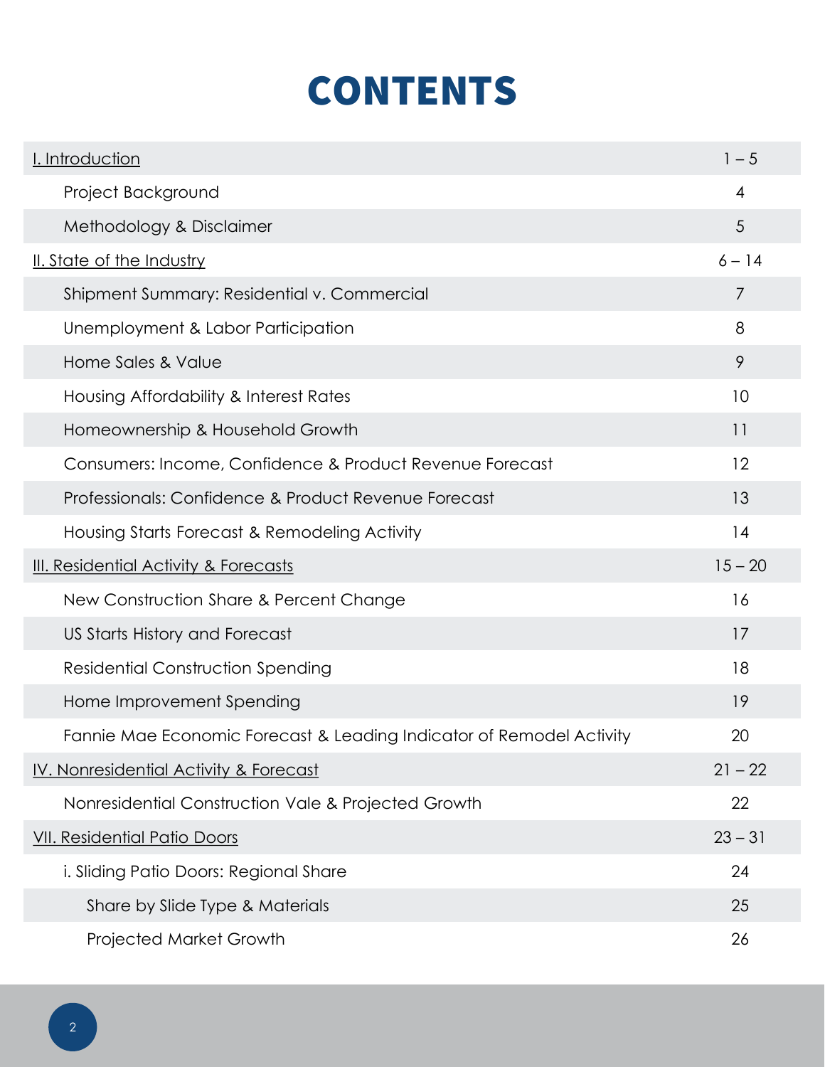# CONTENTS

| | |
|---|---|
| I. Introduction | 1 – 5 |
| Project Background | 4 |
| Methodology & Disclaimer | 5 |
| II. State of the Industry | 6 – 14 |
| Shipment Summary: Residential v. Commercial | 7 |
| Unemployment & Labor Participation | 8 |
| Home Sales & Value | 9 |
| Housing Affordability & Interest Rates | 10 |
| Homeownership & Household Growth | 11 |
| Consumers: Income, Confidence & Product Revenue Forecast | 12 |
| Professionals: Confidence & Product Revenue Forecast | 13 |
| Housing Starts Forecast & Remodeling Activity | 14 |
| III. Residential Activity & Forecasts | 15 – 20 |
| New Construction Share & Percent Change | 16 |
| US Starts History and Forecast | 17 |
| Residential Construction Spending | 18 |
| Home Improvement Spending | 19 |
| Fannie Mae Economic Forecast & Leading Indicator of Remodel Activity | 20 |
| IV. Nonresidential Activity & Forecast | 21 – 22 |
| Nonresidential Construction Vale & Projected Growth | 22 |
| VII. Residential Patio Doors | 23 – 31 |
| i. Sliding Patio Doors: Regional Share | 24 |
| Share by Slide Type & Materials | 25 |
| Projected Market Growth | 26 |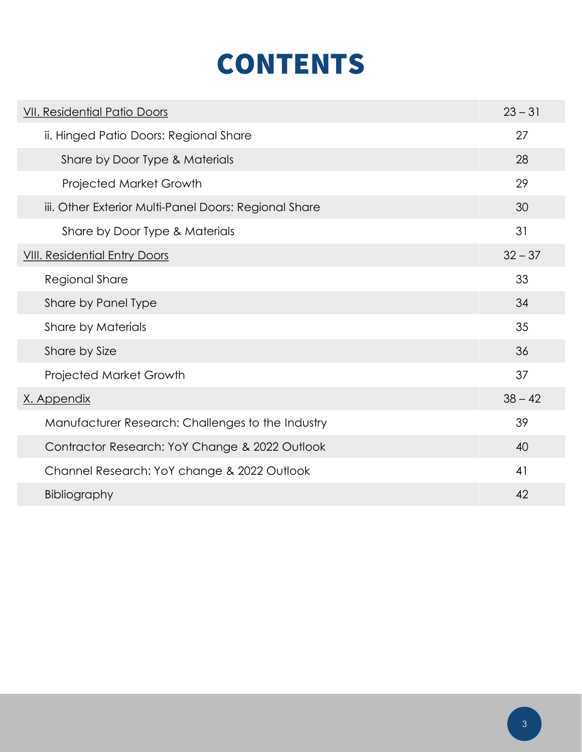# CONTENTS

| | |
|---|---|
| VII. Residential Patio Doors | 23 – 31 |
| ii. Hinged Patio Doors: Regional Share | 27 |
| Share by Door Type & Materials | 28 |
| Projected Market Growth | 29 |
| iii. Other Exterior Multi-Panel Doors: Regional Share | 30 |
| Share by Door Type & Materials | 31 |
| VIII. Residential Entry Doors | 32 – 37 |
| Regional Share | 33 |
| Share by Panel Type | 34 |
| Share by Materials | 35 |
| Share by Size | 36 |
| Projected Market Growth | 37 |
| X. Appendix | 38 – 42 |
| Manufacturer Research: Challenges to the Industry | 39 |
| Contractor Research: YoY Change & 2022 Outlook | 40 |
| Channel Research: YoY change & 2022 Outlook | 41 |
| Bibliography | 42 |